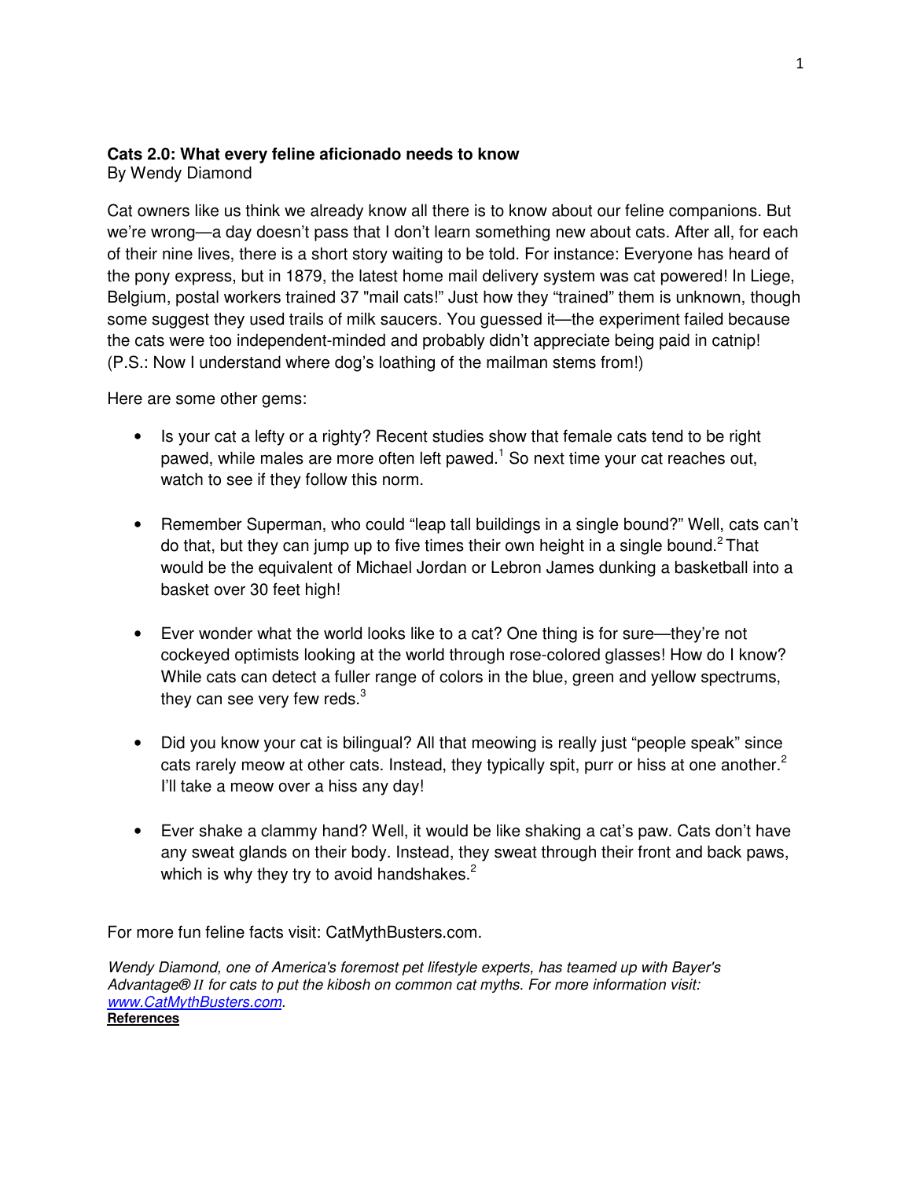**Cats 2.0: What every feline aficionado needs to know**
By Wendy Diamond

Cat owners like us think we already know all there is to know about our feline companions. But we're wrong—a day doesn't pass that I don't learn something new about cats. After all, for each of their nine lives, there is a short story waiting to be told. For instance: Everyone has heard of the pony express, but in 1879, the latest home mail delivery system was cat powered! In Liege, Belgium, postal workers trained 37 "mail cats!" Just how they "trained" them is unknown, though some suggest they used trails of milk saucers. You guessed it—the experiment failed because the cats were too independent-minded and probably didn't appreciate being paid in catnip! (P.S.: Now I understand where dog's loathing of the mailman stems from!)

Here are some other gems:

- Is your cat a lefty or a righty? Recent studies show that female cats tend to be right pawed, while males are more often left pawed.[1] So next time your cat reaches out, watch to see if they follow this norm.

- Remember Superman, who could "leap tall buildings in a single bound?" Well, cats can't do that, but they can jump up to five times their own height in a single bound.[2] That would be the equivalent of Michael Jordan or Lebron James dunking a basketball into a basket over 30 feet high!

- Ever wonder what the world looks like to a cat? One thing is for sure—they're not cockeyed optimists looking at the world through rose-colored glasses! How do I know? While cats can detect a fuller range of colors in the blue, green and yellow spectrums, they can see very few reds.[3]

- Did you know your cat is bilingual? All that meowing is really just "people speak" since cats rarely meow at other cats. Instead, they typically spit, purr or hiss at one another.[2] I'll take a meow over a hiss any day!

- Ever shake a clammy hand? Well, it would be like shaking a cat's paw. Cats don't have any sweat glands on their body. Instead, they sweat through their front and back paws, which is why they try to avoid handshakes.[2]

For more fun feline facts visit: CatMythBusters.com.

*Wendy Diamond, one of America's foremost pet lifestyle experts, has teamed up with Bayer's Advantage® II for cats to put the kibosh on common cat myths. For more information visit: www.CatMythBusters.com.*

**References**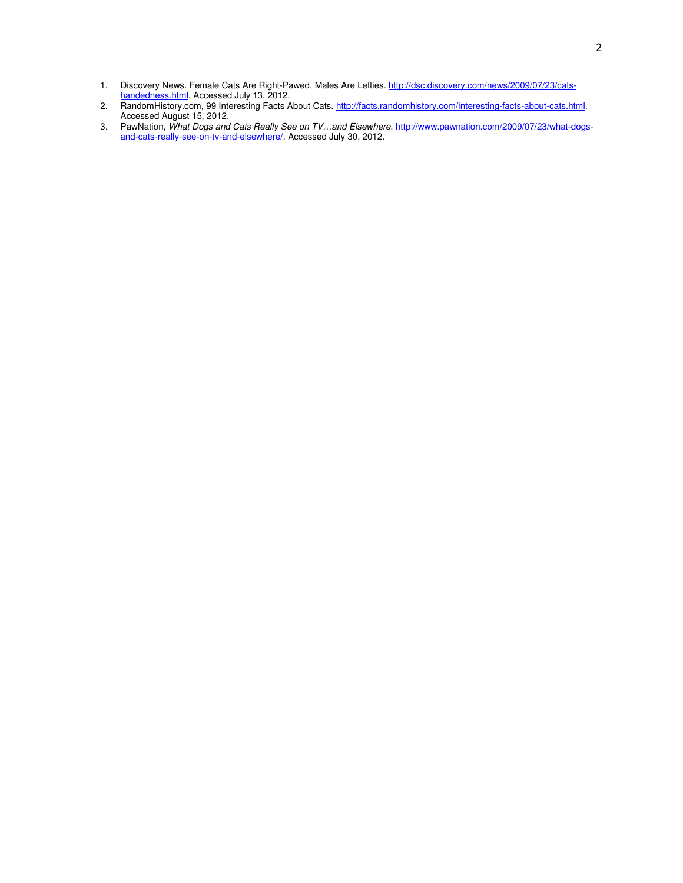1. Discovery News. Female Cats Are Right-Pawed, Males Are Lefties. [http://dsc.discovery.com/news/2009/07/23/cats-handedness.html](http://dsc.discovery.com/news/2009/07/23/cats-handedness.html). Accessed July 13, 2012.
2. RandomHistory.com, 99 Interesting Facts About Cats. [http://facts.randomhistory.com/interesting-facts-about-cats.html](http://facts.randomhistory.com/interesting-facts-about-cats.html). Accessed August 15, 2012.
3. PawNation, *What Dogs and Cats Really See on TV…and Elsewhere*. [http://www.pawnation.com/2009/07/23/what-dogs-and-cats-really-see-on-tv-and-elsewhere/](http://www.pawnation.com/2009/07/23/what-dogs-and-cats-really-see-on-tv-and-elsewhere/). Accessed July 30, 2012.